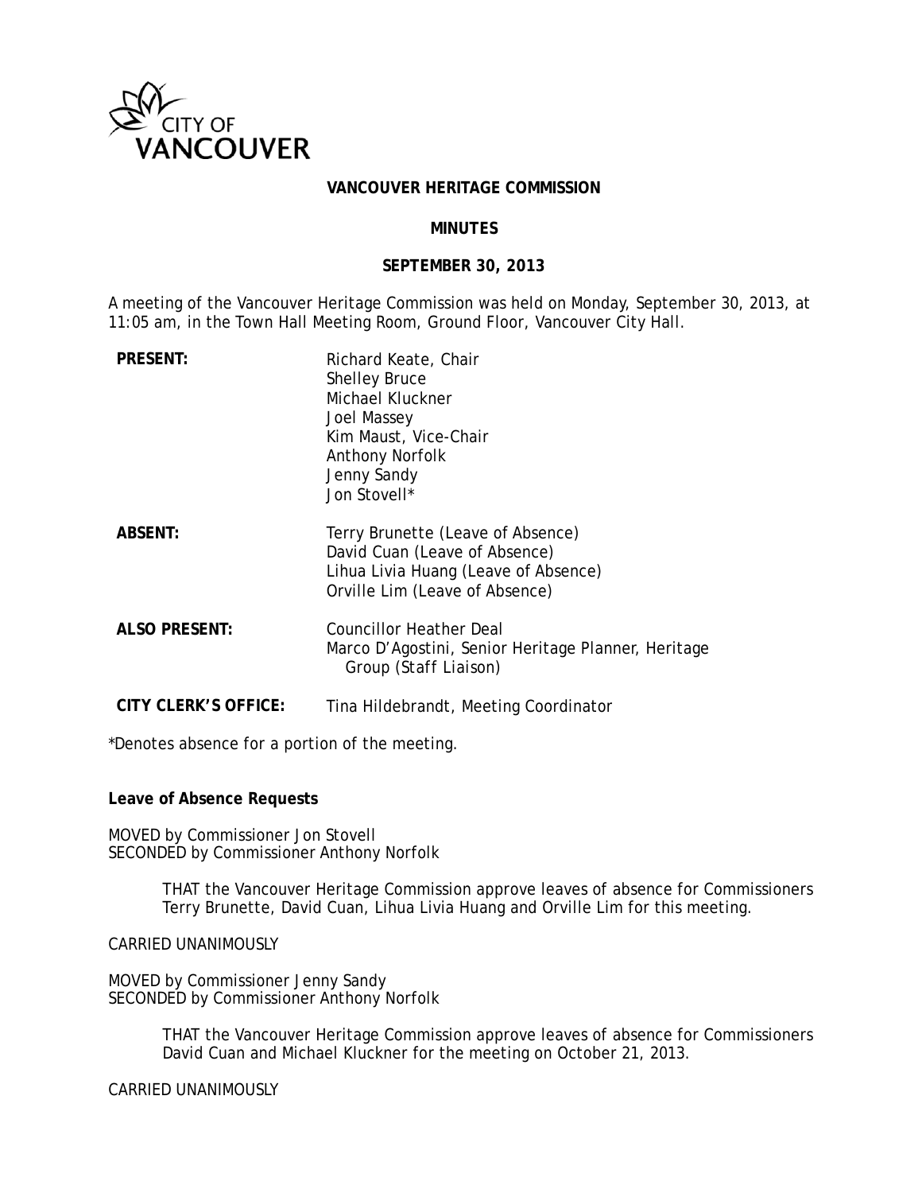CITY OF VANCOUVER

# VANCOUVER HERITAGE COMMISSION

## MINUTES

## SEPTEMBER 30, 2013

A meeting of the Vancouver Heritage Commission was held on Monday, September 30, 2013, at 11:05 am, in the Town Hall Meeting Room, Ground Floor, Vancouver City Hall.

| | |
|---|---|
| **PRESENT:** | Richard Keate, Chair<br>Shelley Bruce<br>Michael Kluckner<br>Joel Massey<br>Kim Maust, Vice-Chair<br>Anthony Norfolk<br>Jenny Sandy<br>Jon Stovell* |
| **ABSENT:** | Terry Brunette (Leave of Absence)<br>David Cuan (Leave of Absence)<br>Lihua Livia Huang (Leave of Absence)<br>Orville Lim (Leave of Absence) |
| **ALSO PRESENT:** | Councillor Heather Deal<br>Marco D'Agostini, Senior Heritage Planner, Heritage Group (Staff Liaison) |
| **CITY CLERK'S OFFICE:** | Tina Hildebrandt, Meeting Coordinator |

*Denotes absence for a portion of the meeting.

**Leave of Absence Requests**

MOVED by Commissioner Jon Stovell
SECONDED by Commissioner Anthony Norfolk

> THAT the Vancouver Heritage Commission approve leaves of absence for Commissioners Terry Brunette, David Cuan, Lihua Livia Huang and Orville Lim for this meeting.

CARRIED UNANIMOUSLY

MOVED by Commissioner Jenny Sandy
SECONDED by Commissioner Anthony Norfolk

> THAT the Vancouver Heritage Commission approve leaves of absence for Commissioners David Cuan and Michael Kluckner for the meeting on October 21, 2013.

CARRIED UNANIMOUSLY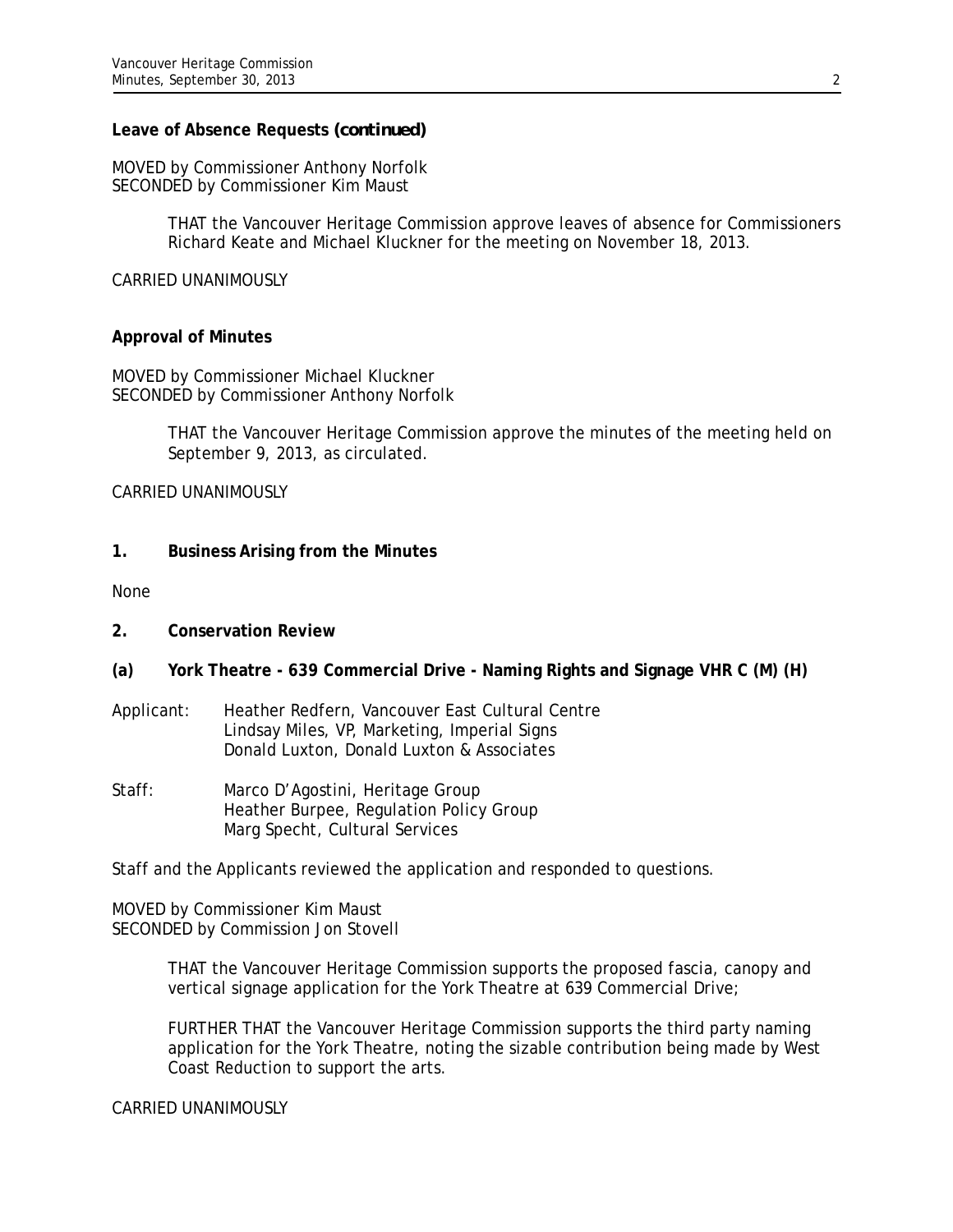**Leave of Absence Requests (*continued*)**

MOVED by Commissioner Anthony Norfolk
SECONDED by Commissioner Kim Maust

> THAT the Vancouver Heritage Commission approve leaves of absence for Commissioners Richard Keate and Michael Kluckner for the meeting on November 18, 2013.

CARRIED UNANIMOUSLY

**Approval of Minutes**

MOVED by Commissioner Michael Kluckner
SECONDED by Commissioner Anthony Norfolk

> THAT the Vancouver Heritage Commission approve the minutes of the meeting held on September 9, 2013, as circulated.

CARRIED UNANIMOUSLY

## 1. Business Arising from the Minutes

None

## 2. Conservation Review

### (a) York Theatre - 639 Commercial Drive - Naming Rights and Signage VHR C (M) (H)

Applicant: Heather Redfern, Vancouver East Cultural Centre
Lindsay Miles, VP, Marketing, Imperial Signs
Donald Luxton, Donald Luxton & Associates

Staff: Marco D'Agostini, Heritage Group
Heather Burpee, Regulation Policy Group
Marg Specht, Cultural Services

Staff and the Applicants reviewed the application and responded to questions.

MOVED by Commissioner Kim Maust
SECONDED by Commission Jon Stovell

> THAT the Vancouver Heritage Commission supports the proposed fascia, canopy and vertical signage application for the York Theatre at 639 Commercial Drive;
>
> FURTHER THAT the Vancouver Heritage Commission supports the third party naming application for the York Theatre, noting the sizable contribution being made by West Coast Reduction to support the arts.

CARRIED UNANIMOUSLY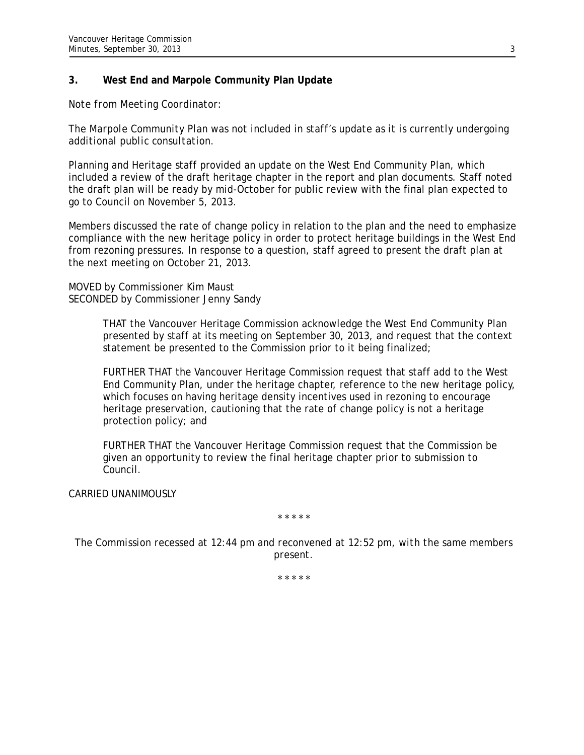## 3. West End and Marpole Community Plan Update

*Note from Meeting Coordinator:*

*The Marpole Community Plan was not included in staff's update as it is currently undergoing additional public consultation.*

Planning and Heritage staff provided an update on the West End Community Plan, which included a review of the draft heritage chapter in the report and plan documents. Staff noted the draft plan will be ready by mid-October for public review with the final plan expected to go to Council on November 5, 2013.

Members discussed the rate of change policy in relation to the plan and the need to emphasize compliance with the new heritage policy in order to protect heritage buildings in the West End from rezoning pressures. In response to a question, staff agreed to present the draft plan at the next meeting on October 21, 2013.

MOVED by Commissioner Kim Maust
SECONDED by Commissioner Jenny Sandy

> THAT the Vancouver Heritage Commission acknowledge the West End Community Plan presented by staff at its meeting on September 30, 2013, and request that the context statement be presented to the Commission prior to it being finalized;
>
> FURTHER THAT the Vancouver Heritage Commission request that staff add to the West End Community Plan, under the heritage chapter, reference to the new heritage policy, which focuses on having heritage density incentives used in rezoning to encourage heritage preservation, cautioning that the rate of change policy is not a heritage protection policy; and
>
> FURTHER THAT the Vancouver Heritage Commission request that the Commission be given an opportunity to review the final heritage chapter prior to submission to Council.

CARRIED UNANIMOUSLY

\* \* \* \* \*

*The Commission recessed at 12:44 pm and reconvened at 12:52 pm, with the same members present.*

\* \* \* \* \*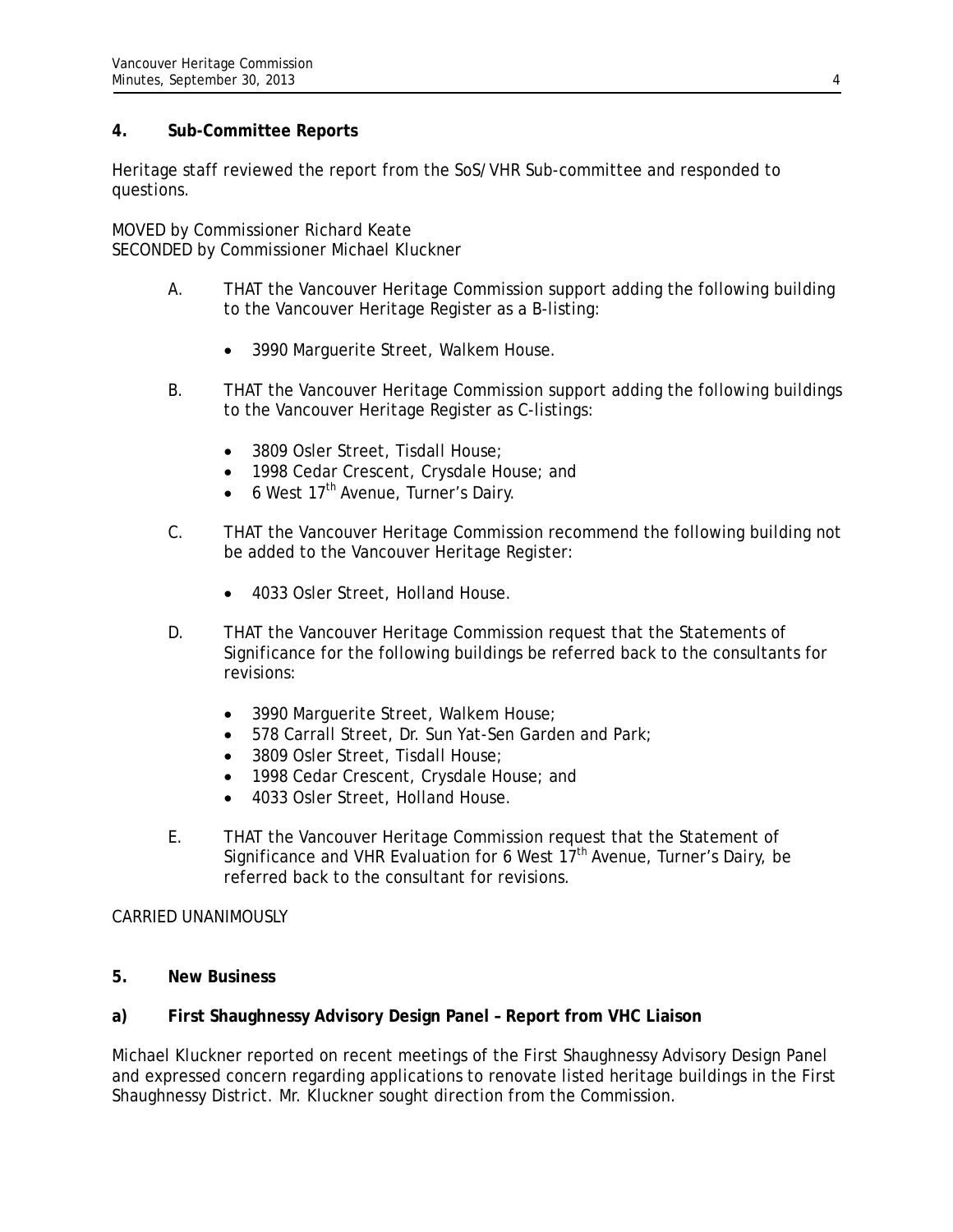## 4. Sub-Committee Reports

Heritage staff reviewed the report from the SoS/VHR Sub-committee and responded to questions.

MOVED by Commissioner Richard Keate
SECONDED by Commissioner Michael Kluckner

A. THAT the Vancouver Heritage Commission support adding the following building to the Vancouver Heritage Register as a B-listing:

- 3990 Marguerite Street, Walkem House.

B. THAT the Vancouver Heritage Commission support adding the following buildings to the Vancouver Heritage Register as C-listings:

- 3809 Osler Street, Tisdall House;
- 1998 Cedar Crescent, Crysdale House; and
- 6 West 17th Avenue, Turner's Dairy.

C. THAT the Vancouver Heritage Commission recommend the following building not be added to the Vancouver Heritage Register:

- 4033 Osler Street, Holland House.

D. THAT the Vancouver Heritage Commission request that the Statements of Significance for the following buildings be referred back to the consultants for revisions:

- 3990 Marguerite Street, Walkem House;
- 578 Carrall Street, Dr. Sun Yat-Sen Garden and Park;
- 3809 Osler Street, Tisdall House;
- 1998 Cedar Crescent, Crysdale House; and
- 4033 Osler Street, Holland House.

E. THAT the Vancouver Heritage Commission request that the Statement of Significance and VHR Evaluation for 6 West 17th Avenue, Turner's Dairy, be referred back to the consultant for revisions.

CARRIED UNANIMOUSLY

## 5. New Business

### a) First Shaughnessy Advisory Design Panel – Report from VHC Liaison

Michael Kluckner reported on recent meetings of the First Shaughnessy Advisory Design Panel and expressed concern regarding applications to renovate listed heritage buildings in the First Shaughnessy District. Mr. Kluckner sought direction from the Commission.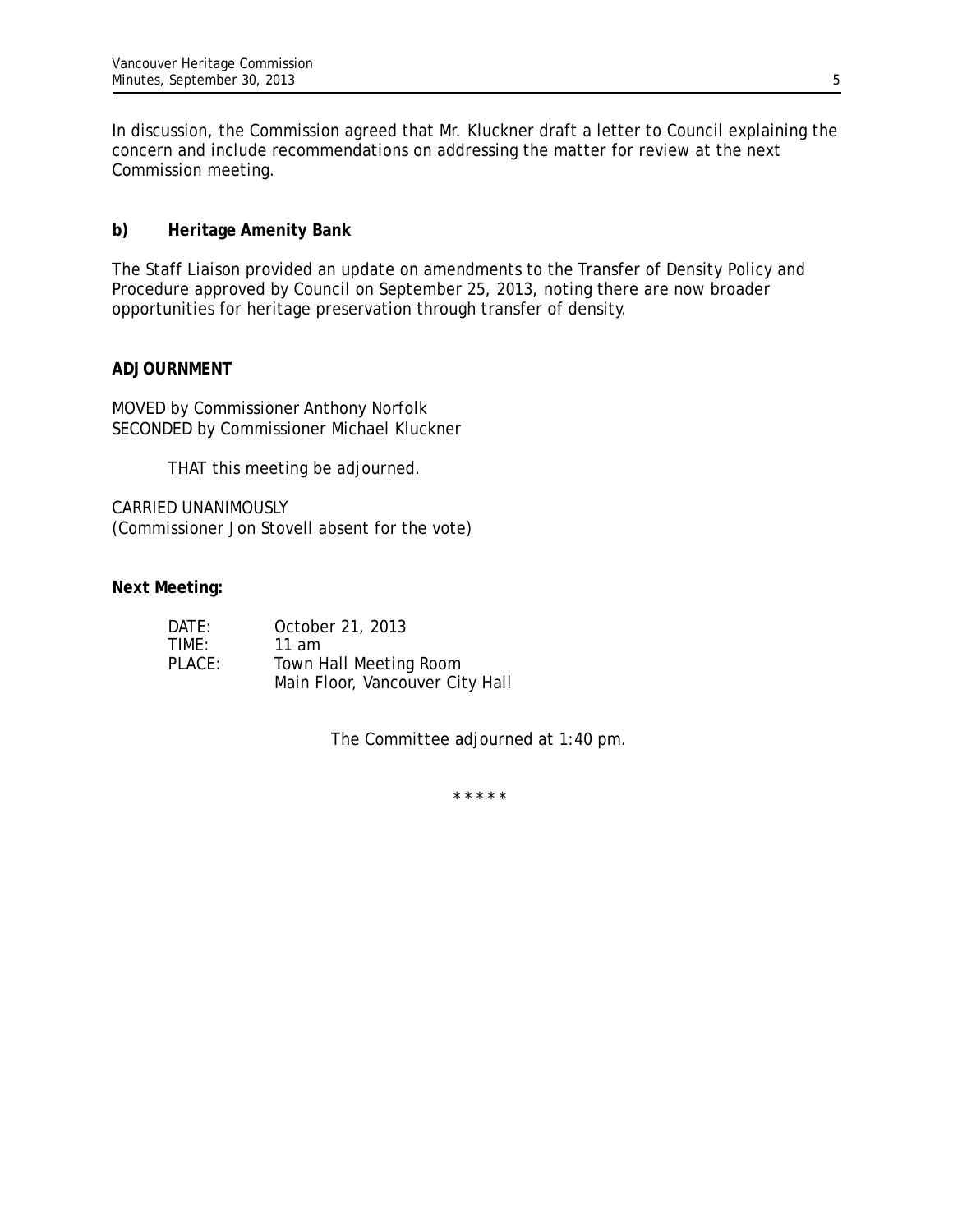In discussion, the Commission agreed that Mr. Kluckner draft a letter to Council explaining the concern and include recommendations on addressing the matter for review at the next Commission meeting.

**b) Heritage Amenity Bank**

The Staff Liaison provided an update on amendments to the Transfer of Density Policy and Procedure approved by Council on September 25, 2013, noting there are now broader opportunities for heritage preservation through transfer of density.

**ADJOURNMENT**

MOVED by Commissioner Anthony Norfolk
SECONDED by Commissioner Michael Kluckner

THAT this meeting be adjourned.

CARRIED UNANIMOUSLY
(Commissioner Jon Stovell absent for the vote)

**Next Meeting:**

DATE: October 21, 2013
TIME: 11 am
PLACE: Town Hall Meeting Room
Main Floor, Vancouver City Hall

The Committee adjourned at 1:40 pm.

\* \* \* \* \*